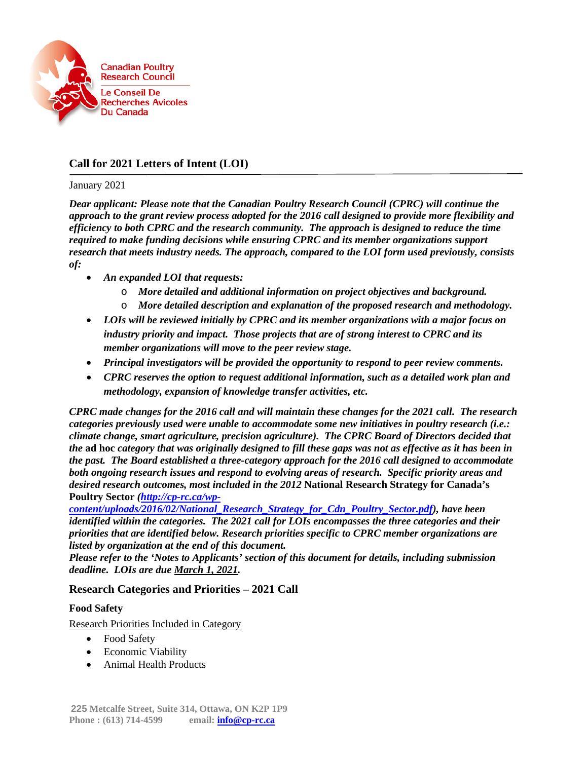Canadian Poultry Research Council

Le Conseil De Recherches Avicoles Du Canada

## Call for 2021 Letters of Intent (LOI)

January 2021

***Dear applicant: Please note that the Canadian Poultry Research Council (CPRC) will continue the approach to the grant review process adopted for the 2016 call designed to provide more flexibility and efficiency to both CPRC and the research community. The approach is designed to reduce the time required to make funding decisions while ensuring CPRC and its member organizations support research that meets industry needs. The approach, compared to the LOI form used previously, consists of:***

- ***An expanded LOI that requests:***
  - ***More detailed and additional information on project objectives and background.***
  - ***More detailed description and explanation of the proposed research and methodology.***
- ***LOIs will be reviewed initially by CPRC and its member organizations with a major focus on industry priority and impact. Those projects that are of strong interest to CPRC and its member organizations will move to the peer review stage.***
- ***Principal investigators will be provided the opportunity to respond to peer review comments.***
- ***CPRC reserves the option to request additional information, such as a detailed work plan and methodology, expansion of knowledge transfer activities, etc.***

***CPRC made changes for the 2016 call and will maintain these changes for the 2021 call. The research categories previously used were unable to accommodate some new initiatives in poultry research (i.e.: climate change, smart agriculture, precision agriculture). The CPRC Board of Directors decided that the*** **ad hoc** ***category that was originally designed to fill these gaps was not as effective as it has been in the past. The Board established a three-category approach for the 2016 call designed to accommodate both ongoing research issues and respond to evolving areas of research. Specific priority areas and desired research outcomes, most included in the 2012*** **National Research Strategy for Canada's Poultry Sector** ***(http://cp-rc.ca/wp-content/uploads/2016/02/National_Research_Strategy_for_Cdn_Poultry_Sector.pdf), have been identified within the categories. The 2021 call for LOIs encompasses the three categories and their priorities that are identified below. Research priorities specific to CPRC member organizations are listed by organization at the end of this document.***
***Please refer to the 'Notes to Applicants' section of this document for details, including submission deadline. LOIs are due March 1, 2021.***

## Research Categories and Priorities – 2021 Call

### Food Safety

Research Priorities Included in Category

- Food Safety
- Economic Viability
- Animal Health Products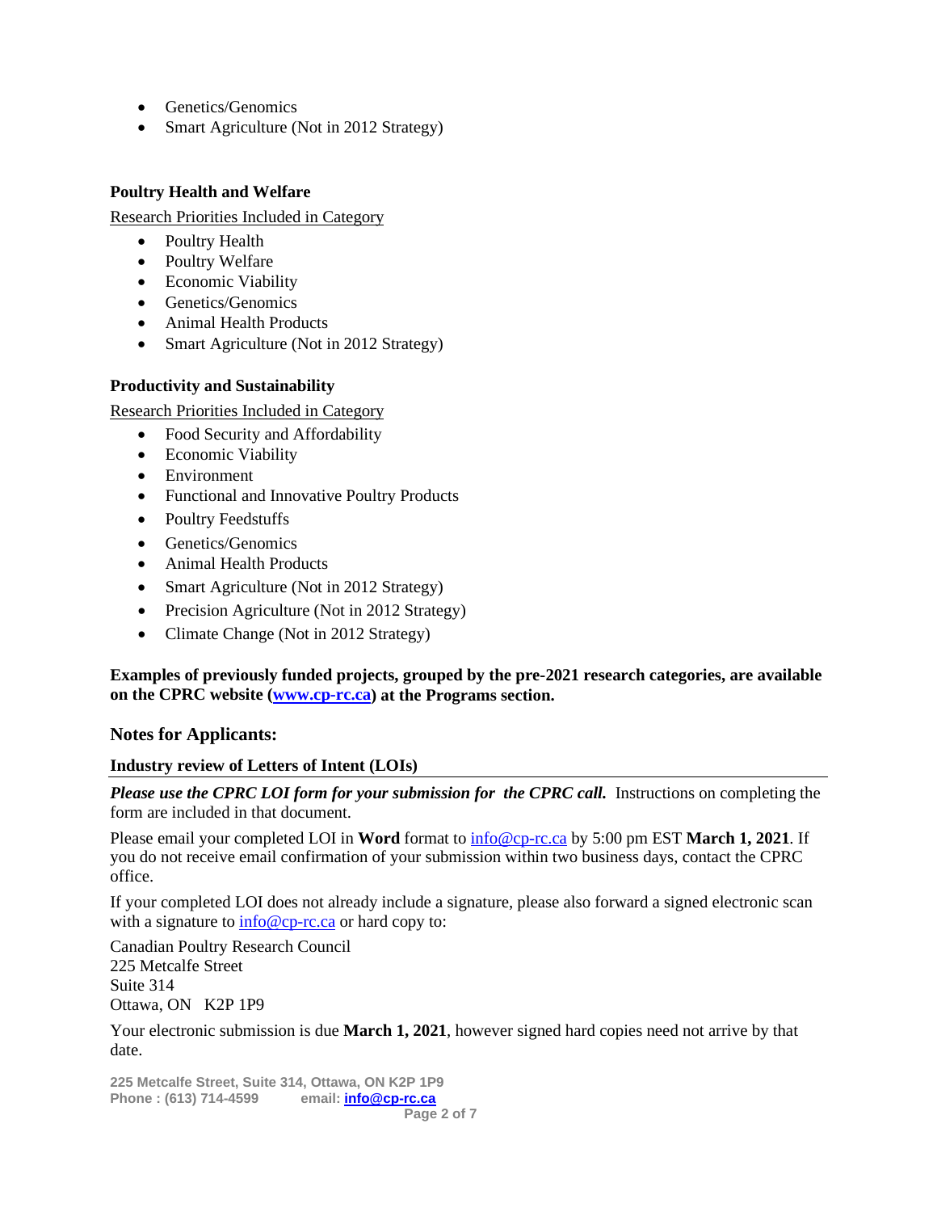- Genetics/Genomics
- Smart Agriculture (Not in 2012 Strategy)

**Poultry Health and Welfare**

Research Priorities Included in Category

- Poultry Health
- Poultry Welfare
- Economic Viability
- Genetics/Genomics
- Animal Health Products
- Smart Agriculture (Not in 2012 Strategy)

**Productivity and Sustainability**

Research Priorities Included in Category

- Food Security and Affordability
- Economic Viability
- Environment
- Functional and Innovative Poultry Products
- Poultry Feedstuffs
- Genetics/Genomics
- Animal Health Products
- Smart Agriculture (Not in 2012 Strategy)
- Precision Agriculture (Not in 2012 Strategy)
- Climate Change (Not in 2012 Strategy)

**Examples of previously funded projects, grouped by the pre-2021 research categories, are available on the CPRC website ([www.cp-rc.ca](http://www.cp-rc.ca)) at the Programs section.**

## Notes for Applicants:

### Industry review of Letters of Intent (LOIs)

***Please use the CPRC LOI form for your submission for the CPRC call.*** Instructions on completing the form are included in that document.

Please email your completed LOI in **Word** format to info@cp-rc.ca by 5:00 pm EST **March 1, 2021**. If you do not receive email confirmation of your submission within two business days, contact the CPRC office.

If your completed LOI does not already include a signature, please also forward a signed electronic scan with a signature to info@cp-rc.ca or hard copy to:

Canadian Poultry Research Council
225 Metcalfe Street
Suite 314
Ottawa, ON K2P 1P9

Your electronic submission is due **March 1, 2021**, however signed hard copies need not arrive by that date.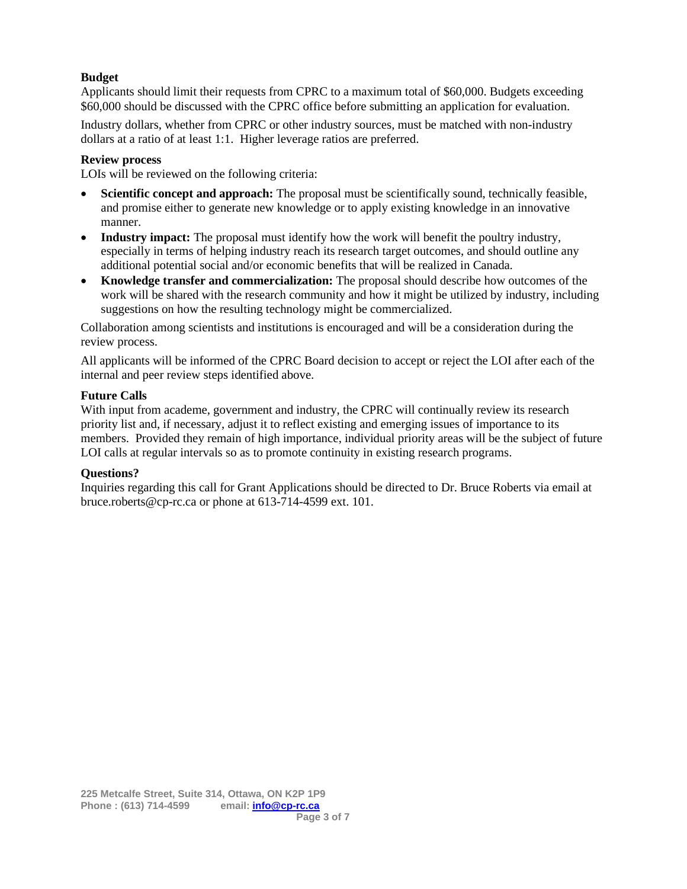**Budget**

Applicants should limit their requests from CPRC to a maximum total of $60,000. Budgets exceeding $60,000 should be discussed with the CPRC office before submitting an application for evaluation.

Industry dollars, whether from CPRC or other industry sources, must be matched with non-industry dollars at a ratio of at least 1:1. Higher leverage ratios are preferred.

**Review process**

LOIs will be reviewed on the following criteria:

- **Scientific concept and approach:** The proposal must be scientifically sound, technically feasible, and promise either to generate new knowledge or to apply existing knowledge in an innovative manner.
- **Industry impact:** The proposal must identify how the work will benefit the poultry industry, especially in terms of helping industry reach its research target outcomes, and should outline any additional potential social and/or economic benefits that will be realized in Canada.
- **Knowledge transfer and commercialization:** The proposal should describe how outcomes of the work will be shared with the research community and how it might be utilized by industry, including suggestions on how the resulting technology might be commercialized.

Collaboration among scientists and institutions is encouraged and will be a consideration during the review process.

All applicants will be informed of the CPRC Board decision to accept or reject the LOI after each of the internal and peer review steps identified above.

**Future Calls**

With input from academe, government and industry, the CPRC will continually review its research priority list and, if necessary, adjust it to reflect existing and emerging issues of importance to its members. Provided they remain of high importance, individual priority areas will be the subject of future LOI calls at regular intervals so as to promote continuity in existing research programs.

**Questions?**

Inquiries regarding this call for Grant Applications should be directed to Dr. Bruce Roberts via email at bruce.roberts@cp-rc.ca or phone at 613-714-4599 ext. 101.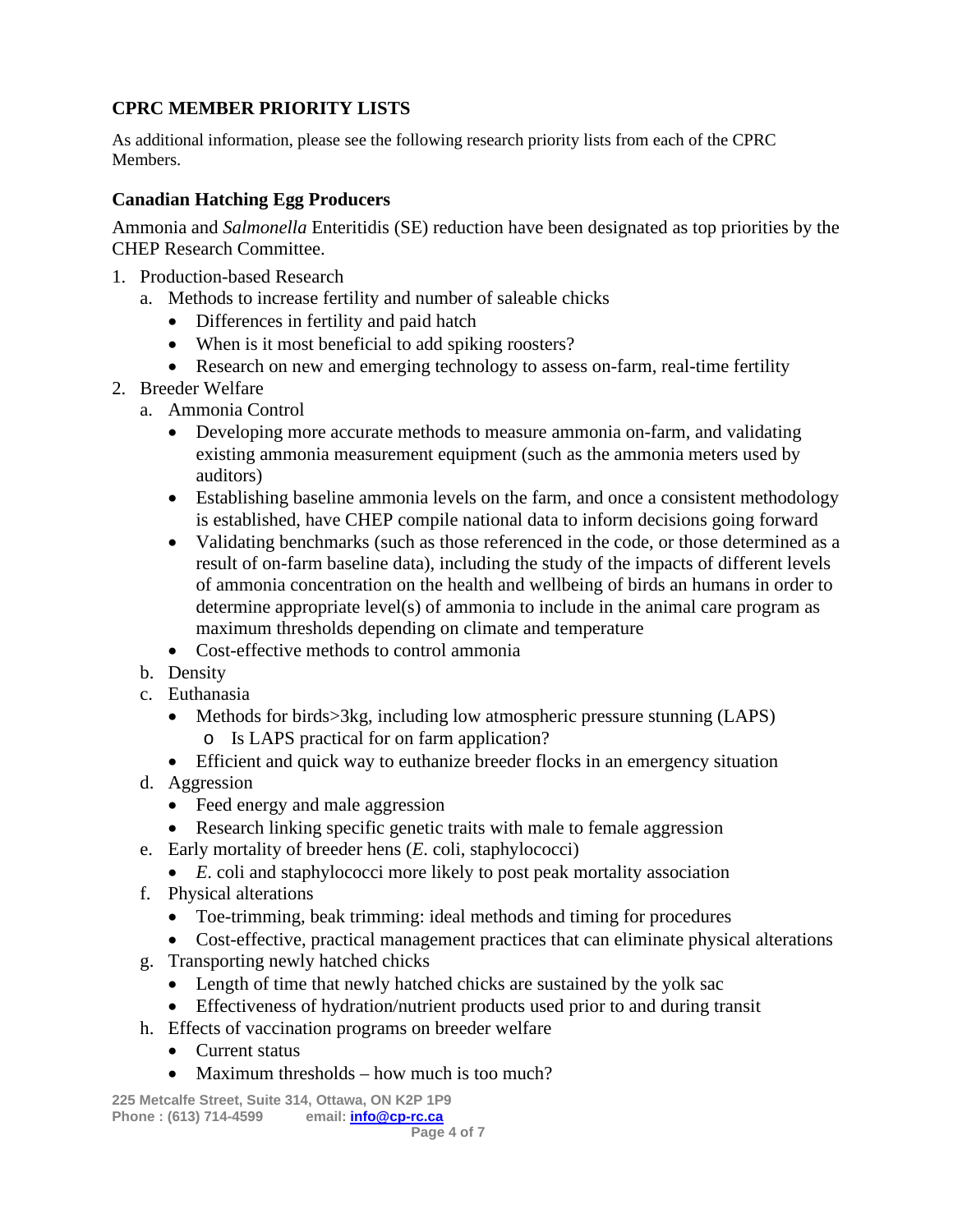## CPRC MEMBER PRIORITY LISTS

As additional information, please see the following research priority lists from each of the CPRC Members.

### Canadian Hatching Egg Producers

Ammonia and *Salmonella* Enteritidis (SE) reduction have been designated as top priorities by the CHEP Research Committee.

1. Production-based Research
   a. Methods to increase fertility and number of saleable chicks
      - Differences in fertility and paid hatch
      - When is it most beneficial to add spiking roosters?
      - Research on new and emerging technology to assess on-farm, real-time fertility
2. Breeder Welfare
   a. Ammonia Control
      - Developing more accurate methods to measure ammonia on-farm, and validating existing ammonia measurement equipment (such as the ammonia meters used by auditors)
      - Establishing baseline ammonia levels on the farm, and once a consistent methodology is established, have CHEP compile national data to inform decisions going forward
      - Validating benchmarks (such as those referenced in the code, or those determined as a result of on-farm baseline data), including the study of the impacts of different levels of ammonia concentration on the health and wellbeing of birds an humans in order to determine appropriate level(s) of ammonia to include in the animal care program as maximum thresholds depending on climate and temperature
      - Cost-effective methods to control ammonia

   b. Density

   c. Euthanasia
      - Methods for birds>3kg, including low atmospheric pressure stunning (LAPS)
        - Is LAPS practical for on farm application?
      - Efficient and quick way to euthanize breeder flocks in an emergency situation

   d. Aggression
      - Feed energy and male aggression
      - Research linking specific genetic traits with male to female aggression

   e. Early mortality of breeder hens (*E.* coli, staphylococci)
      - *E*. coli and staphylococci more likely to post peak mortality association

   f. Physical alterations
      - Toe-trimming, beak trimming: ideal methods and timing for procedures
      - Cost-effective, practical management practices that can eliminate physical alterations

   g. Transporting newly hatched chicks
      - Length of time that newly hatched chicks are sustained by the yolk sac
      - Effectiveness of hydration/nutrient products used prior to and during transit

   h. Effects of vaccination programs on breeder welfare
      - Current status
      - Maximum thresholds – how much is too much?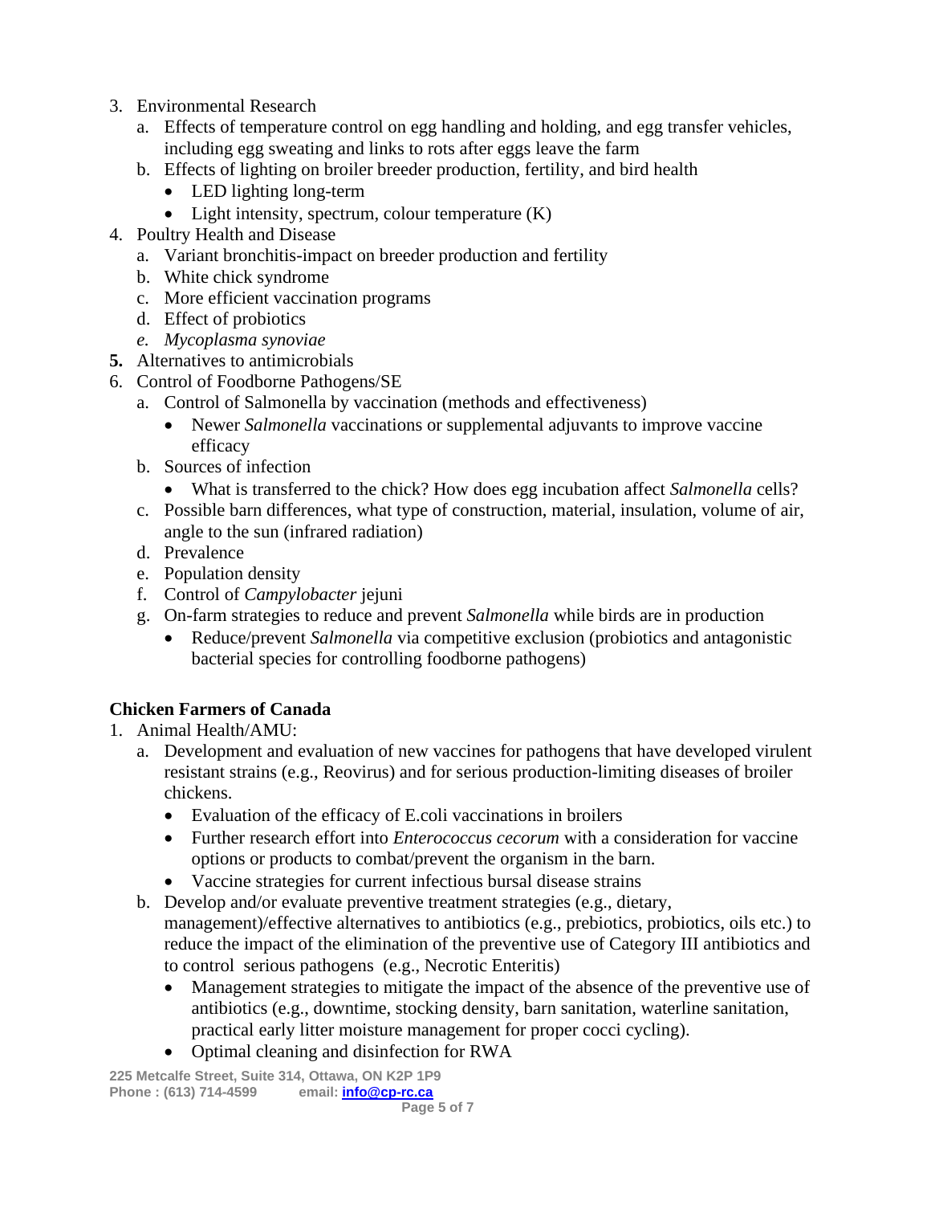3. Environmental Research
   a. Effects of temperature control on egg handling and holding, and egg transfer vehicles, including egg sweating and links to rots after eggs leave the farm
   b. Effects of lighting on broiler breeder production, fertility, and bird health
      - LED lighting long-term
      - Light intensity, spectrum, colour temperature (K)
4. Poultry Health and Disease
   a. Variant bronchitis-impact on breeder production and fertility
   b. White chick syndrome
   c. More efficient vaccination programs
   d. Effect of probiotics
   e. *Mycoplasma synoviae*
5. Alternatives to antimicrobials
6. Control of Foodborne Pathogens/SE
   a. Control of Salmonella by vaccination (methods and effectiveness)
      - Newer *Salmonella* vaccinations or supplemental adjuvants to improve vaccine efficacy
   b. Sources of infection
      - What is transferred to the chick? How does egg incubation affect *Salmonella* cells?
   c. Possible barn differences, what type of construction, material, insulation, volume of air, angle to the sun (infrared radiation)
   d. Prevalence
   e. Population density
   f. Control of *Campylobacter* jejuni
   g. On-farm strategies to reduce and prevent *Salmonella* while birds are in production
      - Reduce/prevent *Salmonella* via competitive exclusion (probiotics and antagonistic bacterial species for controlling foodborne pathogens)

**Chicken Farmers of Canada**

1. Animal Health/AMU:
   a. Development and evaluation of new vaccines for pathogens that have developed virulent resistant strains (e.g., Reovirus) and for serious production-limiting diseases of broiler chickens.
      - Evaluation of the efficacy of E.coli vaccinations in broilers
      - Further research effort into *Enterococcus cecorum* with a consideration for vaccine options or products to combat/prevent the organism in the barn.
      - Vaccine strategies for current infectious bursal disease strains
   b. Develop and/or evaluate preventive treatment strategies (e.g., dietary, management)/effective alternatives to antibiotics (e.g., prebiotics, probiotics, oils etc.) to reduce the impact of the elimination of the preventive use of Category III antibiotics and to control serious pathogens (e.g., Necrotic Enteritis)
      - Management strategies to mitigate the impact of the absence of the preventive use of antibiotics (e.g., downtime, stocking density, barn sanitation, waterline sanitation, practical early litter moisture management for proper cocci cycling).
      - Optimal cleaning and disinfection for RWA

225 Metcalfe Street, Suite 314, Ottawa, ON K2P 1P9
Phone : (613) 714-4599 email: info@cp-rc.ca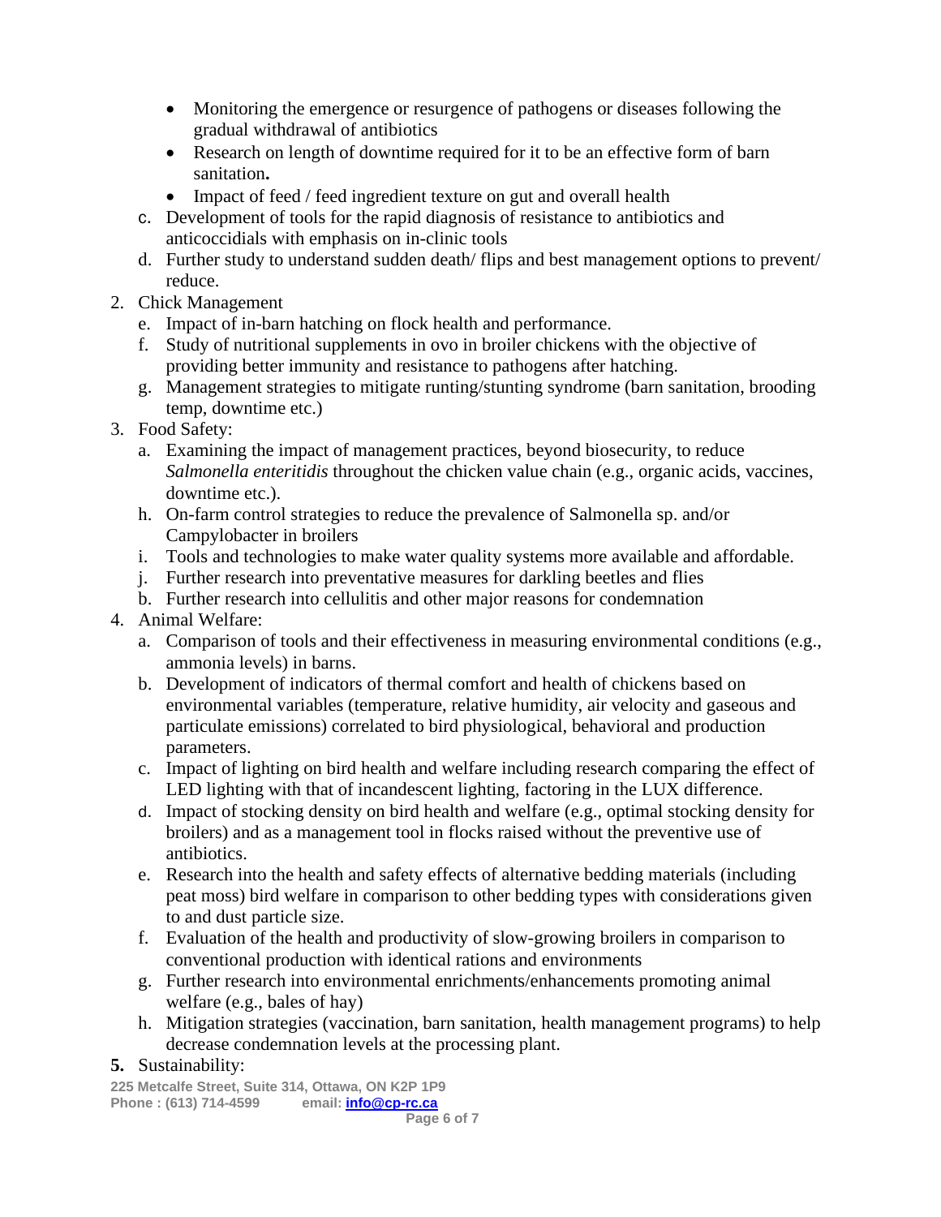- Monitoring the emergence or resurgence of pathogens or diseases following the gradual withdrawal of antibiotics
- Research on length of downtime required for it to be an effective form of barn sanitation**.**
- Impact of feed / feed ingredient texture on gut and overall health

c. Development of tools for the rapid diagnosis of resistance to antibiotics and anticoccidials with emphasis on in-clinic tools

d. Further study to understand sudden death/ flips and best management options to prevent/ reduce.

2. Chick Management

e. Impact of in-barn hatching on flock health and performance.

f. Study of nutritional supplements in ovo in broiler chickens with the objective of providing better immunity and resistance to pathogens after hatching.

g. Management strategies to mitigate runting/stunting syndrome (barn sanitation, brooding temp, downtime etc.)

3. Food Safety:

a. Examining the impact of management practices, beyond biosecurity, to reduce *Salmonella enteritidis* throughout the chicken value chain (e.g., organic acids, vaccines, downtime etc.).

h. On-farm control strategies to reduce the prevalence of Salmonella sp. and/or Campylobacter in broilers

i. Tools and technologies to make water quality systems more available and affordable.

j. Further research into preventative measures for darkling beetles and flies

b. Further research into cellulitis and other major reasons for condemnation

4. Animal Welfare:

a. Comparison of tools and their effectiveness in measuring environmental conditions (e.g., ammonia levels) in barns.

b. Development of indicators of thermal comfort and health of chickens based on environmental variables (temperature, relative humidity, air velocity and gaseous and particulate emissions) correlated to bird physiological, behavioral and production parameters.

c. Impact of lighting on bird health and welfare including research comparing the effect of LED lighting with that of incandescent lighting, factoring in the LUX difference.

d. Impact of stocking density on bird health and welfare (e.g., optimal stocking density for broilers) and as a management tool in flocks raised without the preventive use of antibiotics.

e. Research into the health and safety effects of alternative bedding materials (including peat moss) bird welfare in comparison to other bedding types with considerations given to and dust particle size.

f. Evaluation of the health and productivity of slow-growing broilers in comparison to conventional production with identical rations and environments

g. Further research into environmental enrichments/enhancements promoting animal welfare (e.g., bales of hay)

h. Mitigation strategies (vaccination, barn sanitation, health management programs) to help decrease condemnation levels at the processing plant.

**5.** Sustainability:

**225 Metcalfe Street, Suite 314, Ottawa, ON K2P 1P9**
**Phone : (613) 714-4599 email: info@cp-rc.ca**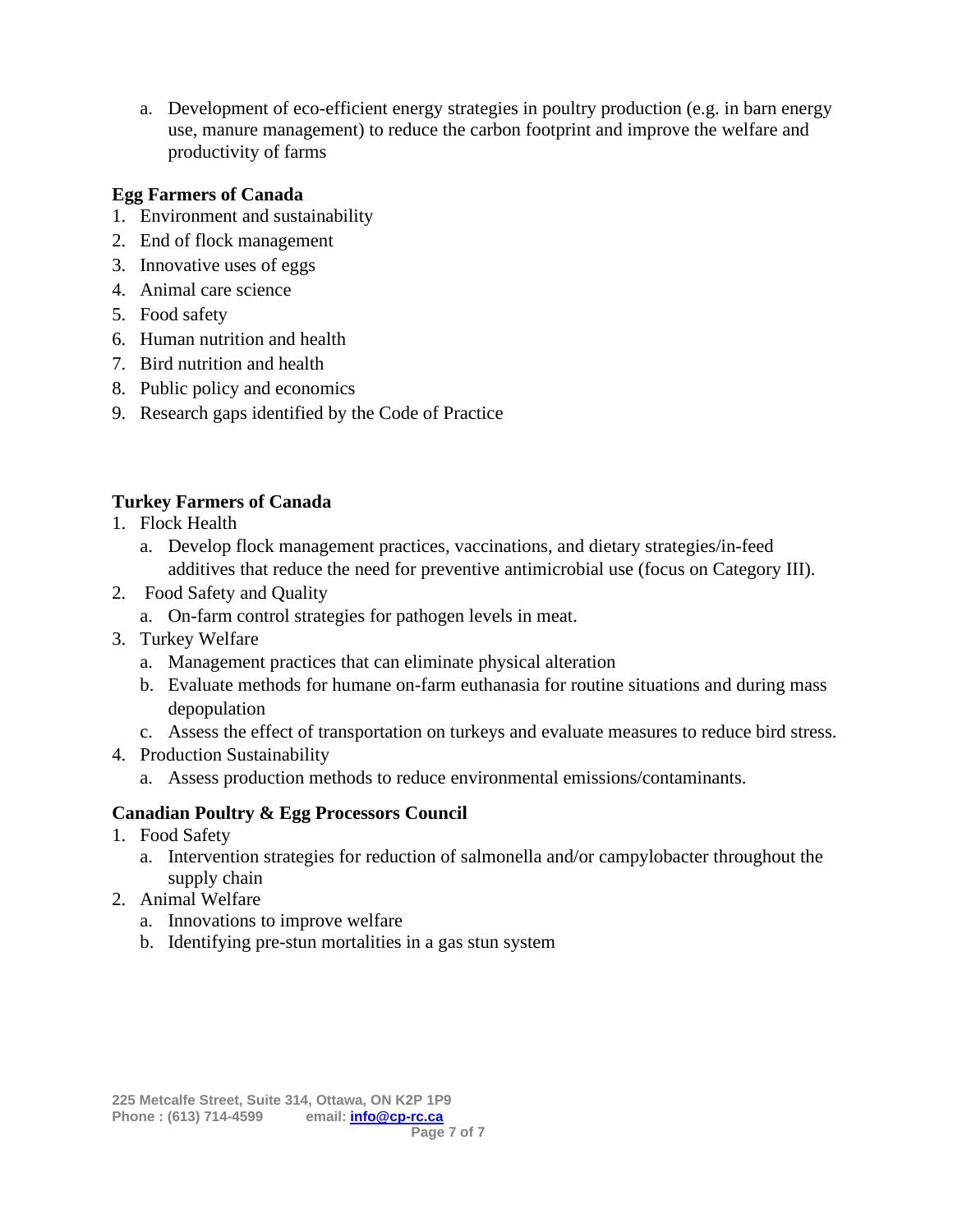a. Development of eco-efficient energy strategies in poultry production (e.g. in barn energy use, manure management) to reduce the carbon footprint and improve the welfare and productivity of farms

**Egg Farmers of Canada**

1. Environment and sustainability
2. End of flock management
3. Innovative uses of eggs
4. Animal care science
5. Food safety
6. Human nutrition and health
7. Bird nutrition and health
8. Public policy and economics
9. Research gaps identified by the Code of Practice

**Turkey Farmers of Canada**

1. Flock Health
   a. Develop flock management practices, vaccinations, and dietary strategies/in-feed additives that reduce the need for preventive antimicrobial use (focus on Category III).
2. Food Safety and Quality
   a. On-farm control strategies for pathogen levels in meat.
3. Turkey Welfare
   a. Management practices that can eliminate physical alteration
   b. Evaluate methods for humane on-farm euthanasia for routine situations and during mass depopulation
   c. Assess the effect of transportation on turkeys and evaluate measures to reduce bird stress.
4. Production Sustainability
   a. Assess production methods to reduce environmental emissions/contaminants.

**Canadian Poultry & Egg Processors Council**

1. Food Safety
   a. Intervention strategies for reduction of salmonella and/or campylobacter throughout the supply chain
2. Animal Welfare
   a. Innovations to improve welfare
   b. Identifying pre-stun mortalities in a gas stun system

225 Metcalfe Street, Suite 314, Ottawa, ON K2P 1P9
Phone : (613) 714-4599 email: info@cp-rc.ca